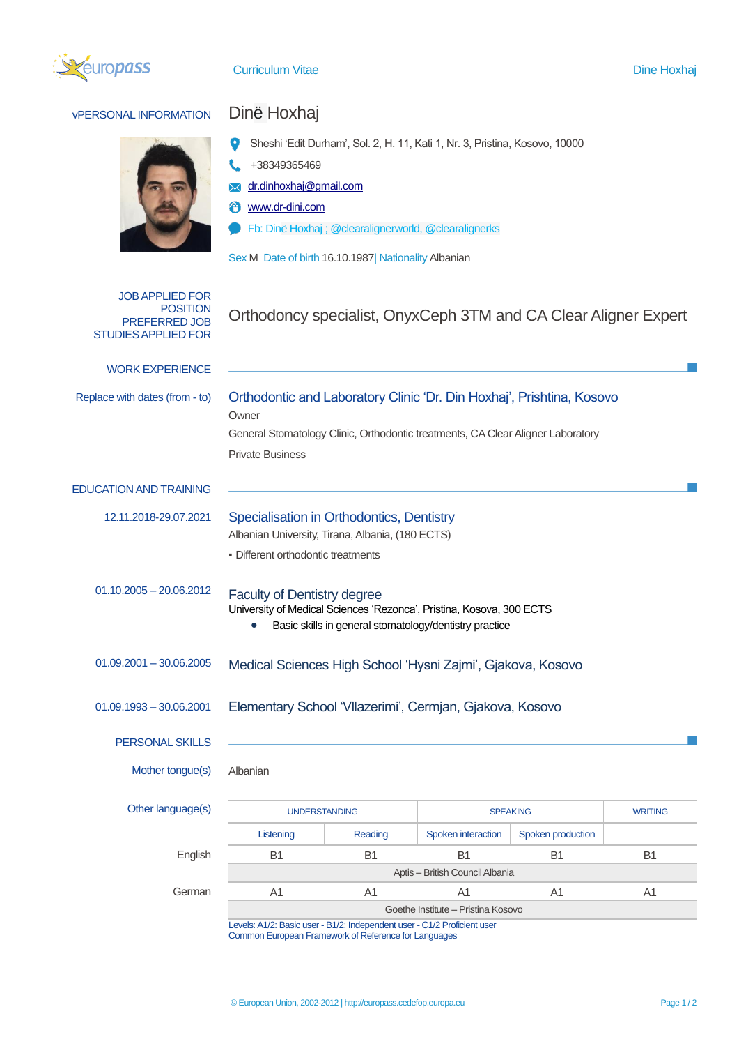# Curriculum Vitae

## vPERSONAL INFORMATION

**Dinë Hoxhaj**

Sheshi 'Edit Durham', Sol. 2, H. 11, Kati 1, Nr. 3, Pristina, Kosovo, 10000

+38349365469

dr.dinhoxhaj@gmail.com

www.dr-dini.com

Fb: Dinë Hoxhaj ; @clearalignerworld, @clearalignerks

Sex M Date of birth 16.10.1987| Nationality Albanian

## JOB APPLIED FOR POSITION PREFERRED JOB STUDIES APPLIED FOR

Orthodoncy specialist, OnyxCeph 3TM and CA Clear Aligner Expert

## WORK EXPERIENCE

**Replace with dates (from - to)**

### Orthodontic and Laboratory Clinic 'Dr. Din Hoxhaj', Prishtina, Kosovo

Owner

General Stomatology Clinic, Orthodontic treatments, CA Clear Aligner Laboratory

Private Business

## EDUCATION AND TRAINING

**12.11.2018-29.07.2021**

### Specialisation in Orthodontics, Dentistry

Albanian University, Tirana, Albania, (180 ECTS)

- Different orthodontic treatments

**01.10.2005 – 20.06.2012**

### Faculty of Dentistry degree

University of Medical Sciences 'Rezonca', Pristina, Kosova, 300 ECTS

- Basic skills in general stomatology/dentistry practice

**01.09.2001 – 30.06.2005**

### Medical Sciences High School 'Hysni Zajmi', Gjakova, Kosovo

**01.09.1993 – 30.06.2001**

### Elementary School 'Vllazerimi', Cermjan, Gjakova, Kosovo

## PERSONAL SKILLS

**Mother tongue(s)** Albanian

**Other language(s)**

| | UNDERSTANDING | | SPEAKING | | WRITING |
|---|---|---|---|---|---|
| | Listening | Reading | Spoken interaction | Spoken production | |
| English | B1 | B1 | B1 | B1 | B1 |
| | Aptis – British Council Albania | | | | |
| German | A1 | A1 | A1 | A1 | A1 |
| | Goethe Institute – Pristina Kosovo | | | | |

Levels: A1/2: Basic user - B1/2: Independent user - C1/2 Proficient user
Common European Framework of Reference for Languages

© European Union, 2002-2012 | http://europass.cedefop.europa.eu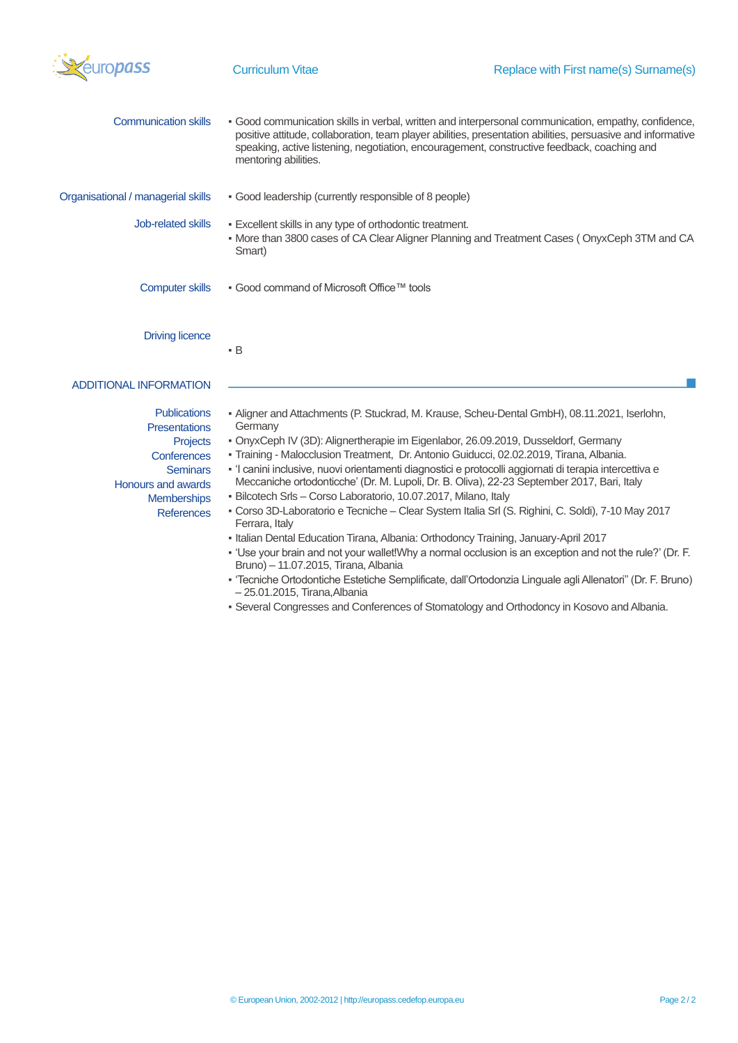**Communication skills**

- Good communication skills in verbal, written and interpersonal communication, empathy, confidence, positive attitude, collaboration, team player abilities, presentation abilities, persuasive and informative speaking, active listening, negotiation, encouragement, constructive feedback, coaching and mentoring abilities.

**Organisational / managerial skills**

- Good leadership (currently responsible of 8 people)

**Job-related skills**

- Excellent skills in any type of orthodontic treatment.
- More than 3800 cases of CA Clear Aligner Planning and Treatment Cases ( OnyxCeph 3TM and CA Smart)

**Computer skills**

- Good command of Microsoft Office™ tools

**Driving licence**

- B

## ADDITIONAL INFORMATION

**Publications**
**Presentations**
**Projects**
**Conferences**
**Seminars**
**Honours and awards**
**Memberships**
**References**

- Aligner and Attachments (P. Stuckrad, M. Krause, Scheu-Dental GmbH), 08.11.2021, Iserlohn, Germany
- OnyxCeph IV (3D): Alignertherapie im Eigenlabor, 26.09.2019, Dusseldorf, Germany
- Training - Malocclusion Treatment, Dr. Antonio Guiducci, 02.02.2019, Tirana, Albania.
- 'I canini inclusive, nuovi orientamenti diagnostici e protocolli aggiornati di terapia intercettiva e Meccaniche ortodonticche' (Dr. M. Lupoli, Dr. B. Oliva), 22-23 September 2017, Bari, Italy
- Bilcotech Srls – Corso Laboratorio, 10.07.2017, Milano, Italy
- Corso 3D-Laboratorio e Tecniche – Clear System Italia Srl (S. Righini, C. Soldi), 7-10 May 2017 Ferrara, Italy
- Italian Dental Education Tirana, Albania: Orthodoncy Training, January-April 2017
- 'Use your brain and not your wallet!Why a normal occlusion is an exception and not the rule?' (Dr. F. Bruno) – 11.07.2015, Tirana, Albania
- 'Tecniche Ortodontiche Estetiche Semplificate, dall'Ortodonzia Linguale agli Allenatori" (Dr. F. Bruno) – 25.01.2015, Tirana,Albania
- Several Congresses and Conferences of Stomatology and Orthodoncy in Kosovo and Albania.